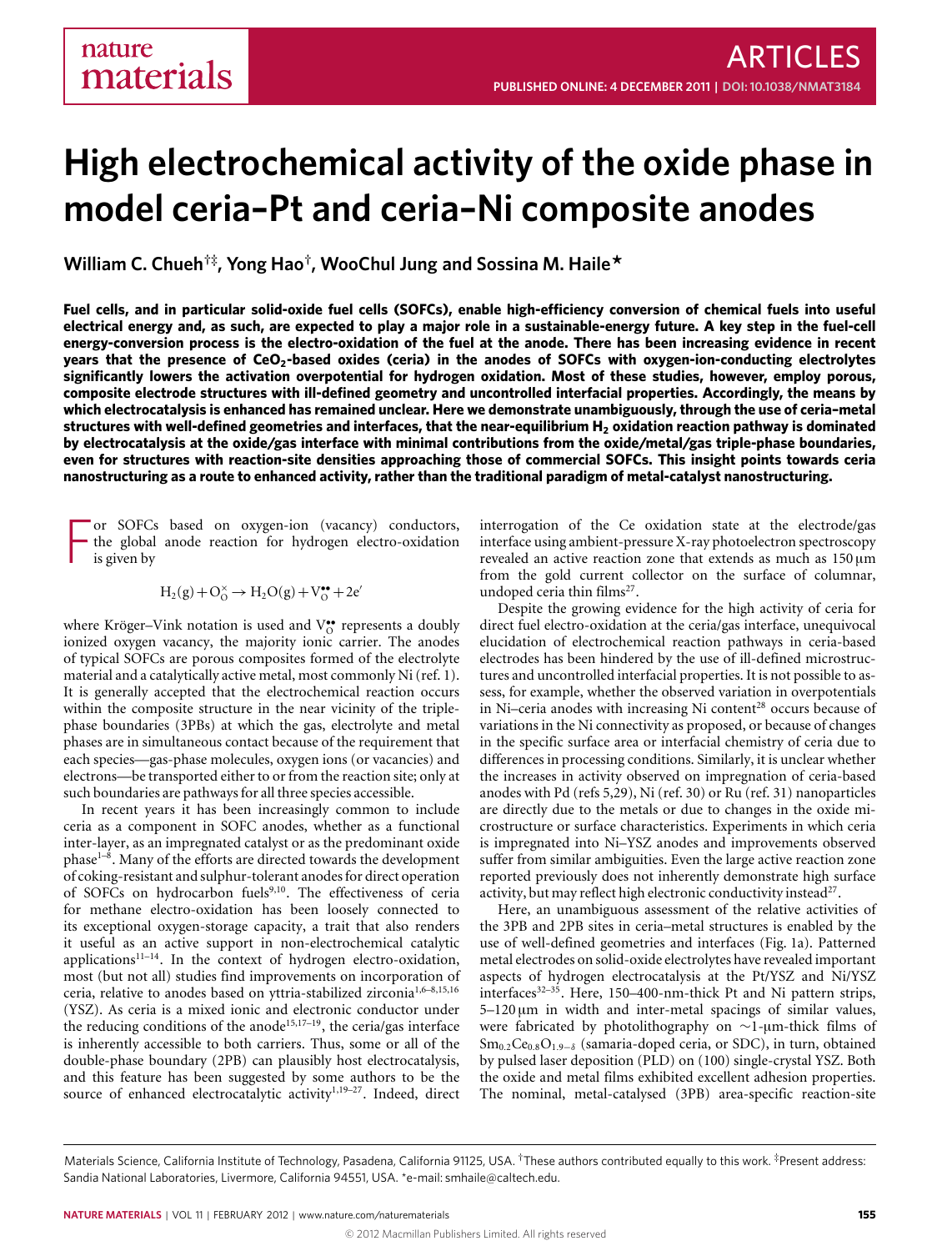# High electrochemical activity of the oxide phase in model ceria–Pt and ceria–Ni composite anodes

William C. Chueh[†‡], Yong Hao[†], WooChul Jung and Sossina M. Haile[*]

**Fuel cells, and in particular solid-oxide fuel cells (SOFCs), enable high-efficiency conversion of chemical fuels into useful electrical energy and, as such, are expected to play a major role in a sustainable-energy future. A key step in the fuel-cell energy-conversion process is the electro-oxidation of the fuel at the anode. There has been increasing evidence in recent years that the presence of $CeO_2$-based oxides (ceria) in the anodes of SOFCs with oxygen-ion-conducting electrolytes significantly lowers the activation overpotential for hydrogen oxidation. Most of these studies, however, employ porous, composite electrode structures with ill-defined geometry and uncontrolled interfacial properties. Accordingly, the means by which electrocatalysis is enhanced has remained unclear. Here we demonstrate unambiguously, through the use of ceria–metal structures with well-defined geometries and interfaces, that the near-equilibrium $H_2$ oxidation reaction pathway is dominated by electrocatalysis at the oxide/gas interface with minimal contributions from the oxide/metal/gas triple-phase boundaries, even for structures with reaction-site densities approaching those of commercial SOFCs. This insight points towards ceria nanostructuring as a route to enhanced activity, rather than the traditional paradigm of metal-catalyst nanostructuring.**

For SOFCs based on oxygen-ion (vacancy) conductors, the global anode reaction for hydrogen electro-oxidation is given by

$$H_2(g) + O_O^{\times} \rightarrow H_2O(g) + V_O^{\bullet\bullet} + 2e'$$

where Kröger–Vink notation is used and $V_O^{\bullet\bullet}$ represents a doubly ionized oxygen vacancy, the majority ionic carrier. The anodes of typical SOFCs are porous composites formed of the electrolyte material and a catalytically active metal, most commonly Ni (ref. 1). It is generally accepted that the electrochemical reaction occurs within the composite structure in the near vicinity of the triple-phase boundaries (3PBs) at which the gas, electrolyte and metal phases are in simultaneous contact because of the requirement that each species—gas-phase molecules, oxygen ions (or vacancies) and electrons—be transported either to or from the reaction site; only at such boundaries are pathways for all three species accessible.

In recent years it has been increasingly common to include ceria as a component in SOFC anodes, whether as a functional inter-layer, as an impregnated catalyst or as the predominant oxide phase[1–8]. Many of the efforts are directed towards the development of coking-resistant and sulphur-tolerant anodes for direct operation of SOFCs on hydrocarbon fuels[9,10]. The effectiveness of ceria for methane electro-oxidation has been loosely connected to its exceptional oxygen-storage capacity, a trait that also renders it useful as an active support in non-electrochemical catalytic applications[11–14]. In the context of hydrogen electro-oxidation, most (but not all) studies find improvements on incorporation of ceria, relative to anodes based on yttria-stabilized zirconia[1,6–8,15,16] (YSZ). As ceria is a mixed ionic and electronic conductor under the reducing conditions of the anode[15,17–19], the ceria/gas interface is inherently accessible to both carriers. Thus, some or all of the double-phase boundary (2PB) can plausibly host electrocatalysis, and this feature has been suggested by some authors to be the source of enhanced electrocatalytic activity[1,19–27]. Indeed, direct interrogation of the Ce oxidation state at the electrode/gas interface using ambient-pressure X-ray photoelectron spectroscopy revealed an active reaction zone that extends as much as 150 μm from the gold current collector on the surface of columnar, undoped ceria thin films[27].

Despite the growing evidence for the high activity of ceria for direct fuel electro-oxidation at the ceria/gas interface, unequivocal elucidation of electrochemical reaction pathways in ceria-based electrodes has been hindered by the use of ill-defined microstructures and uncontrolled interfacial properties. It is not possible to assess, for example, whether the observed variation in overpotentials in Ni–ceria anodes with increasing Ni content[28] occurs because of variations in the Ni connectivity as proposed, or because of changes in the specific surface area or interfacial chemistry of ceria due to differences in processing conditions. Similarly, it is unclear whether the increases in activity observed on impregnation of ceria-based anodes with Pd (refs 5,29), Ni (ref. 30) or Ru (ref. 31) nanoparticles are directly due to the metals or due to changes in the oxide microstructure or surface characteristics. Experiments in which ceria is impregnated into Ni–YSZ anodes and improvements observed suffer from similar ambiguities. Even the large active reaction zone reported previously does not inherently demonstrate high surface activity, but may reflect high electronic conductivity instead[27].

Here, an unambiguous assessment of the relative activities of the 3PB and 2PB sites in ceria–metal structures is enabled by the use of well-defined geometries and interfaces (Fig. 1a). Patterned metal electrodes on solid-oxide electrolytes have revealed important aspects of hydrogen electrocatalysis at the Pt/YSZ and Ni/YSZ interfaces[32–35]. Here, 150–400-nm-thick Pt and Ni pattern strips, 5–120 μm in width and inter-metal spacings of similar values, were fabricated by photolithography on ~1-μm-thick films of $Sm_{0.2}Ce_{0.8}O_{1.9-\delta}$ (samaria-doped ceria, or SDC), in turn, obtained by pulsed laser deposition (PLD) on (100) single-crystal YSZ. Both the oxide and metal films exhibited excellent adhesion properties. The nominal, metal-catalysed (3PB) area-specific reaction-site

Materials Science, California Institute of Technology, Pasadena, California 91125, USA. [†]These authors contributed equally to this work. [‡]Present address: Sandia National Laboratories, Livermore, California 94551, USA. *e-mail: smhaile@caltech.edu.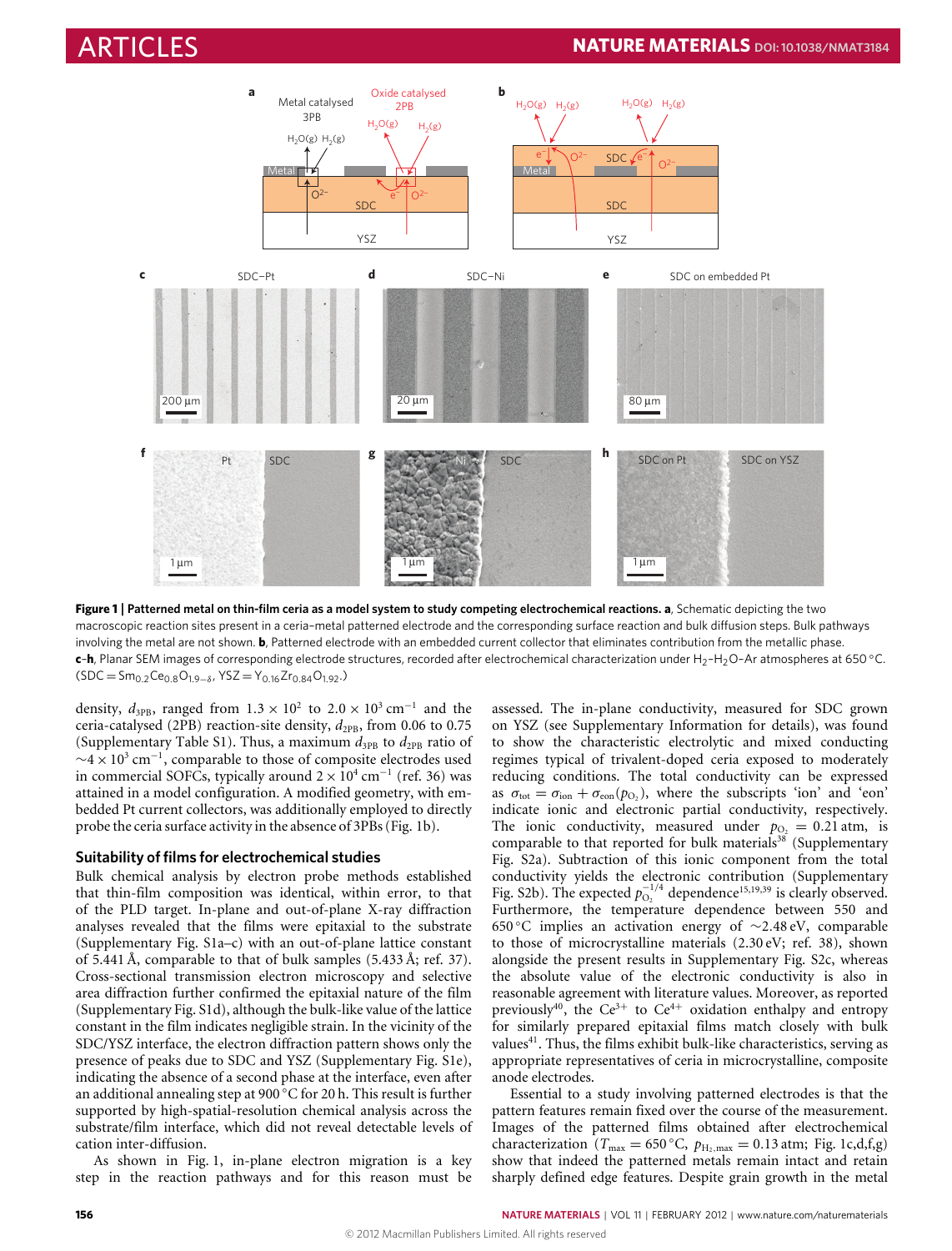**Figure 1 | Patterned metal on thin-film ceria as a model system to study competing electrochemical reactions. a**, Schematic depicting the two macroscopic reaction sites present in a ceria–metal patterned electrode and the corresponding surface reaction and bulk diffusion steps. Bulk pathways involving the metal are not shown. **b**, Patterned electrode with an embedded current collector that eliminates contribution from the metallic phase. **c–h**, Planar SEM images of corresponding electrode structures, recorded after electrochemical characterization under $H_2$–$H_2O$–Ar atmospheres at 650 °C. ($SDC = Sm_{0.2}Ce_{0.8}O_{1.9-\delta}$, $YSZ = Y_{0.16}Zr_{0.84}O_{1.92}$.)

density, $d_{3PB}$, ranged from $1.3 \times 10^2$ to $2.0 \times 10^3$ cm$^{-1}$ and the ceria-catalysed (2PB) reaction-site density, $d_{2PB}$, from 0.06 to 0.75 (Supplementary Table S1). Thus, a maximum $d_{3PB}$ to $d_{2PB}$ ratio of $\sim 4 \times 10^3$ cm$^{-1}$, comparable to those of composite electrodes used in commercial SOFCs, typically around $2 \times 10^4$ cm$^{-1}$ (ref. 36) was attained in a model configuration. A modified geometry, with embedded Pt current collectors, was additionally employed to directly probe the ceria surface activity in the absence of 3PBs (Fig. 1b).

## Suitability of films for electrochemical studies

Bulk chemical analysis by electron probe methods established that thin-film composition was identical, within error, to that of the PLD target. In-plane and out-of-plane X-ray diffraction analyses revealed that the films were epitaxial to the substrate (Supplementary Fig. S1a–c) with an out-of-plane lattice constant of 5.441 Å, comparable to that of bulk samples (5.433 Å; ref. 37). Cross-sectional transmission electron microscopy and selective area diffraction further confirmed the epitaxial nature of the film (Supplementary Fig. S1d), although the bulk-like value of the lattice constant in the film indicates negligible strain. In the vicinity of the SDC/YSZ interface, the electron diffraction pattern shows only the presence of peaks due to SDC and YSZ (Supplementary Fig. S1e), indicating the absence of a second phase at the interface, even after an additional annealing step at 900 °C for 20 h. This result is further supported by high-spatial-resolution chemical analysis across the substrate/film interface, which did not reveal detectable levels of cation inter-diffusion.

As shown in Fig. 1, in-plane electron migration is a key step in the reaction pathways and for this reason must be assessed. The in-plane conductivity, measured for SDC grown on YSZ (see Supplementary Information for details), was found to show the characteristic electrolytic and mixed conducting regimes typical of trivalent-doped ceria exposed to moderately reducing conditions. The total conductivity can be expressed as $\sigma_{tot} = \sigma_{ion} + \sigma_{eon}(p_{O_2})$, where the subscripts 'ion' and 'eon' indicate ionic and electronic partial conductivity, respectively. The ionic conductivity, measured under $p_{O_2} = 0.21$ atm, is comparable to that reported for bulk materials[38] (Supplementary Fig. S2a). Subtraction of this ionic component from the total conductivity yields the electronic contribution (Supplementary Fig. S2b). The expected $p_{O_2}^{-1/4}$ dependence[15,19,39] is clearly observed. Furthermore, the temperature dependence between 550 and 650 °C implies an activation energy of ~2.48 eV, comparable to those of microcrystalline materials (2.30 eV; ref. 38), shown alongside the present results in Supplementary Fig. S2c, whereas the absolute value of the electronic conductivity is also in reasonable agreement with literature values. Moreover, as reported previously[40], the $Ce^{3+}$ to $Ce^{4+}$ oxidation enthalpy and entropy for similarly prepared epitaxial films match closely with bulk values[41]. Thus, the films exhibit bulk-like characteristics, serving as appropriate representatives of ceria in microcrystalline, composite anode electrodes.

Essential to a study involving patterned electrodes is that the pattern features remain fixed over the course of the measurement. Images of the patterned films obtained after electrochemical characterization ($T_{max} = 650$ °C, $p_{H_2,max} = 0.13$ atm; Fig. 1c,d,f,g) show that indeed the patterned metals remain intact and retain sharply defined edge features. Despite grain growth in the metal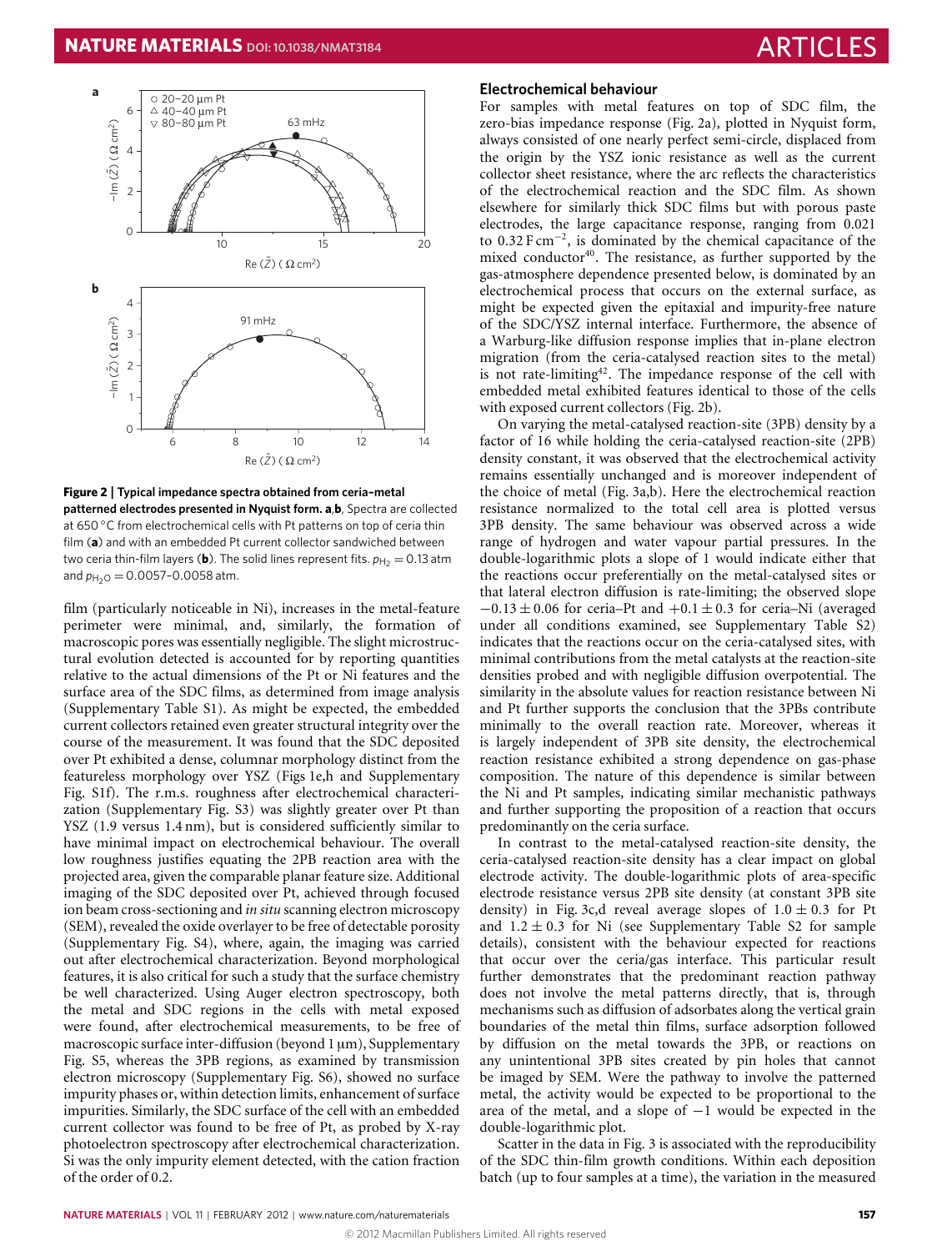**Figure 2 | Typical impedance spectra obtained from ceria–metal patterned electrodes presented in Nyquist form. a,b**, Spectra are collected at 650 °C from electrochemical cells with Pt patterns on top of ceria thin film (**a**) and with an embedded Pt current collector sandwiched between two ceria thin-film layers (**b**). The solid lines represent fits. $p_{H_2} = 0.13$ atm and $p_{H_2O} = 0.0057$–$0.0058$ atm.

film (particularly noticeable in Ni), increases in the metal-feature perimeter were minimal, and, similarly, the formation of macroscopic pores was essentially negligible. The slight microstructural evolution detected is accounted for by reporting quantities relative to the actual dimensions of the Pt or Ni features and the surface area of the SDC films, as determined from image analysis (Supplementary Table S1). As might be expected, the embedded current collectors retained even greater structural integrity over the course of the measurement. It was found that the SDC deposited over Pt exhibited a dense, columnar morphology distinct from the featureless morphology over YSZ (Figs 1e,h and Supplementary Fig. S1f). The r.m.s. roughness after electrochemical characterization (Supplementary Fig. S3) was slightly greater over Pt than YSZ (1.9 versus 1.4 nm), but is considered sufficiently similar to have minimal impact on electrochemical behaviour. The overall low roughness justifies equating the 2PB reaction area with the projected area, given the comparable planar feature size. Additional imaging of the SDC deposited over Pt, achieved through focused ion beam cross-sectioning and *in situ* scanning electron microscopy (SEM), revealed the oxide overlayer to be free of detectable porosity (Supplementary Fig. S4), where, again, the imaging was carried out after electrochemical characterization. Beyond morphological features, it is also critical for such a study that the surface chemistry be well characterized. Using Auger electron spectroscopy, both the metal and SDC regions in the cells with metal exposed were found, after electrochemical measurements, to be free of macroscopic surface inter-diffusion (beyond 1 μm), Supplementary Fig. S5, whereas the 3PB regions, as examined by transmission electron microscopy (Supplementary Fig. S6), showed no surface impurity phases or, within detection limits, enhancement of surface impurities. Similarly, the SDC surface of the cell with an embedded current collector was found to be free of Pt, as probed by X-ray photoelectron spectroscopy after electrochemical characterization. Si was the only impurity element detected, with the cation fraction of the order of 0.2.

## Electrochemical behaviour

For samples with metal features on top of SDC film, the zero-bias impedance response (Fig. 2a), plotted in Nyquist form, always consisted of one nearly perfect semi-circle, displaced from the origin by the YSZ ionic resistance as well as the current collector sheet resistance, where the arc reflects the characteristics of the electrochemical reaction and the SDC film. As shown elsewhere for similarly thick SDC films but with porous paste electrodes, the large capacitance response, ranging from 0.021 to 0.32 F cm$^{-2}$, is dominated by the chemical capacitance of the mixed conductor[40]. The resistance, as further supported by the gas-atmosphere dependence presented below, is dominated by an electrochemical process that occurs on the external surface, as might be expected given the epitaxial and impurity-free nature of the SDC/YSZ internal interface. Furthermore, the absence of a Warburg-like diffusion response implies that in-plane electron migration (from the ceria-catalysed reaction sites to the metal) is not rate-limiting[42]. The impedance response of the cell with embedded metal exhibited features identical to those of the cells with exposed current collectors (Fig. 2b).

On varying the metal-catalysed reaction-site (3PB) density by a factor of 16 while holding the ceria-catalysed reaction-site (2PB) density constant, it was observed that the electrochemical activity remains essentially unchanged and is moreover independent of the choice of metal (Fig. 3a,b). Here the electrochemical reaction resistance normalized to the total cell area is plotted versus 3PB density. The same behaviour was observed across a wide range of hydrogen and water vapour partial pressures. In the double-logarithmic plots a slope of 1 would indicate either that the reactions occur preferentially on the metal-catalysed sites or that lateral electron diffusion is rate-limiting; the observed slope $-0.13 \pm 0.06$ for ceria–Pt and $+0.1 \pm 0.3$ for ceria–Ni (averaged under all conditions examined, see Supplementary Table S2) indicates that the reactions occur on the ceria-catalysed sites, with minimal contributions from the metal catalysts at the reaction-site densities probed and with negligible diffusion overpotential. The similarity in the absolute values for reaction resistance between Ni and Pt further supports the conclusion that the 3PBs contribute minimally to the overall reaction rate. Moreover, whereas it is largely independent of 3PB site density, the electrochemical reaction resistance exhibited a strong dependence on gas-phase composition. The nature of this dependence is similar between the Ni and Pt samples, indicating similar mechanistic pathways and further supporting the proposition of a reaction that occurs predominantly on the ceria surface.

In contrast to the metal-catalysed reaction-site density, the ceria-catalysed reaction-site density has a clear impact on global electrode activity. The double-logarithmic plots of area-specific electrode resistance versus 2PB site density (at constant 3PB site density) in Fig. 3c,d reveal average slopes of $1.0 \pm 0.3$ for Pt and $1.2 \pm 0.3$ for Ni (see Supplementary Table S2 for sample details), consistent with the behaviour expected for reactions that occur over the ceria/gas interface. This particular result further demonstrates that the predominant reaction pathway does not involve the metal patterns directly, that is, through mechanisms such as diffusion of adsorbates along the vertical grain boundaries of the metal thin films, surface adsorption followed by diffusion on the metal towards the 3PB, or reactions on any unintentional 3PB sites created by pin holes that cannot be imaged by SEM. Were the pathway to involve the patterned metal, the activity would be expected to be proportional to the area of the metal, and a slope of $-1$ would be expected in the double-logarithmic plot.

Scatter in the data in Fig. 3 is associated with the reproducibility of the SDC thin-film growth conditions. Within each deposition batch (up to four samples at a time), the variation in the measured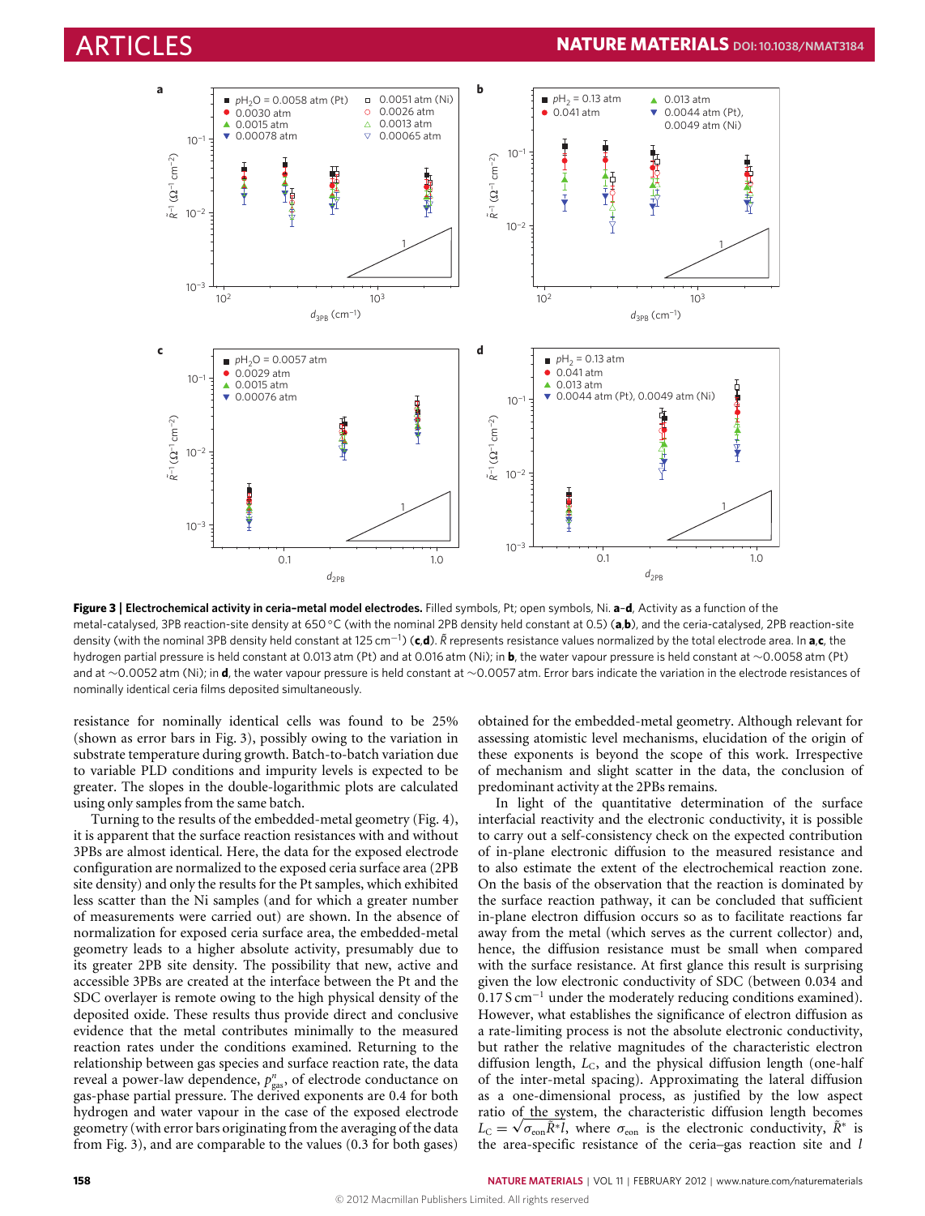**Figure 3 | Electrochemical activity in ceria–metal model electrodes.** Filled symbols, Pt; open symbols, Ni. **a–d**, Activity as a function of the metal-catalysed, 3PB reaction-site density at 650 °C (with the nominal 2PB density held constant at 0.5) (**a**,**b**), and the ceria-catalysed, 2PB reaction-site density (with the nominal 3PB density held constant at 125 $cm^{-1}$) (**c**,**d**). $\tilde{R}$ represents resistance values normalized by the total electrode area. In **a**,**c**, the hydrogen partial pressure is held constant at 0.013 atm (Pt) and at 0.016 atm (Ni); in **b**, the water vapour pressure is held constant at ~0.0058 atm (Pt) and at ~0.0052 atm (Ni); in **d**, the water vapour pressure is held constant at ~0.0057 atm. Error bars indicate the variation in the electrode resistances of nominally identical ceria films deposited simultaneously.

resistance for nominally identical cells was found to be 25% (shown as error bars in Fig. 3), possibly owing to the variation in substrate temperature during growth. Batch-to-batch variation due to variable PLD conditions and impurity levels is expected to be greater. The slopes in the double-logarithmic plots are calculated using only samples from the same batch.

Turning to the results of the embedded-metal geometry (Fig. 4), it is apparent that the surface reaction resistances with and without 3PBs are almost identical. Here, the data for the exposed electrode configuration are normalized to the exposed ceria surface area (2PB site density) and only the results for the Pt samples, which exhibited less scatter than the Ni samples (and for which a greater number of measurements were carried out) are shown. In the absence of normalization for exposed ceria surface area, the embedded-metal geometry leads to a higher absolute activity, presumably due to its greater 2PB site density. The possibility that new, active and accessible 3PBs are created at the interface between the Pt and the SDC overlayer is remote owing to the high physical density of the deposited oxide. These results thus provide direct and conclusive evidence that the metal contributes minimally to the measured reaction rates under the conditions examined. Returning to the relationship between gas species and surface reaction rate, the data reveal a power-law dependence, $p_{gas}^{n}$, of electrode conductance on gas-phase partial pressure. The derived exponents are 0.4 for both hydrogen and water vapour in the case of the exposed electrode geometry (with error bars originating from the averaging of the data from Fig. 3), and are comparable to the values (0.3 for both gases) obtained for the embedded-metal geometry. Although relevant for assessing atomistic level mechanisms, elucidation of the origin of these exponents is beyond the scope of this work. Irrespective of mechanism and slight scatter in the data, the conclusion of predominant activity at the 2PBs remains.

In light of the quantitative determination of the surface interfacial reactivity and the electronic conductivity, it is possible to carry out a self-consistency check on the expected contribution of in-plane electronic diffusion to the measured resistance and to also estimate the extent of the electrochemical reaction zone. On the basis of the observation that the reaction is dominated by the surface reaction pathway, it can be concluded that sufficient in-plane electron diffusion occurs so as to facilitate reactions far away from the metal (which serves as the current collector) and, hence, the diffusion resistance must be small when compared with the surface resistance. At first glance this result is surprising given the low electronic conductivity of SDC (between 0.034 and 0.17 S $cm^{-1}$ under the moderately reducing conditions examined). However, what establishes the significance of electron diffusion as a rate-limiting process is not the absolute electronic conductivity, but rather the relative magnitudes of the characteristic electron diffusion length, $L_C$, and the physical diffusion length (one-half of the inter-metal spacing). Approximating the lateral diffusion as a one-dimensional process, as justified by the low aspect ratio of the system, the characteristic diffusion length becomes $L_C = \sqrt{\sigma_{eon}\tilde{R}^{*}l}$, where $\sigma_{eon}$ is the electronic conductivity, $\tilde{R}^{*}$ is the area-specific resistance of the ceria–gas reaction site and $l$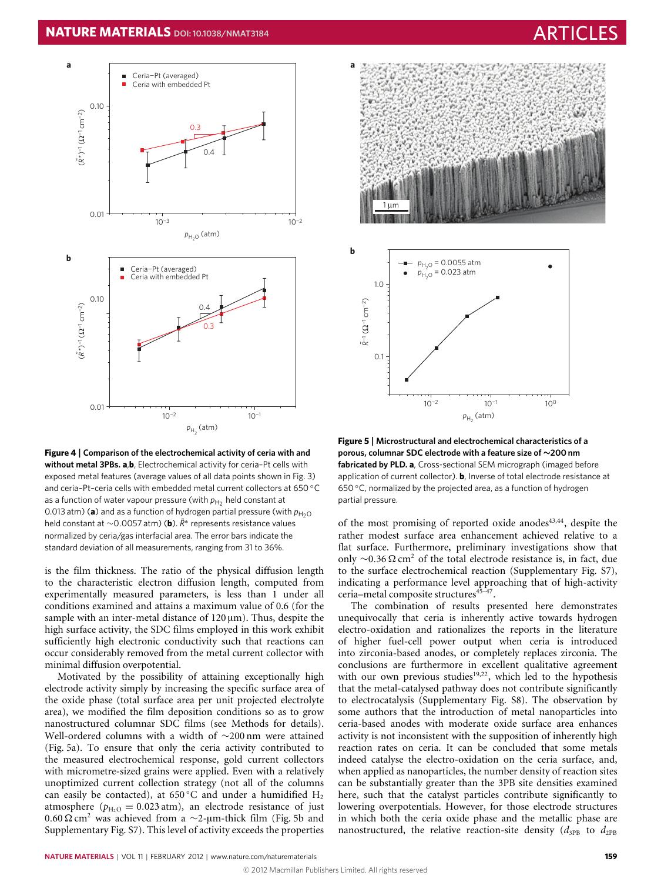**Figure 4 | Comparison of the electrochemical activity of ceria with and without metal 3PBs. a**,**b**, Electrochemical activity for ceria–Pt cells with exposed metal features (average values of all data points shown in Fig. 3) and ceria–Pt–ceria cells with embedded metal current collectors at 650 °C as a function of water vapour pressure (with $p_{H_2}$ held constant at 0.013 atm) (**a**) and as a function of hydrogen partial pressure (with $p_{H_2O}$ held constant at ~0.0057 atm) (**b**). $\tilde{R}^*$ represents resistance values normalized by ceria/gas interfacial area. The error bars indicate the standard deviation of all measurements, ranging from 31 to 36%.

**Figure 5 | Microstructural and electrochemical characteristics of a porous, columnar SDC electrode with a feature size of ~200 nm fabricated by PLD. a**, Cross-sectional SEM micrograph (imaged before application of current collector). **b**, Inverse of total electrode resistance at 650 °C, normalized by the projected area, as a function of hydrogen partial pressure.

is the film thickness. The ratio of the physical diffusion length to the characteristic electron diffusion length, computed from experimentally measured parameters, is less than 1 under all conditions examined and attains a maximum value of 0.6 (for the sample with an inter-metal distance of 120 μm). Thus, despite the high surface activity, the SDC films employed in this work exhibit sufficiently high electronic conductivity such that reactions can occur considerably removed from the metal current collector with minimal diffusion overpotential.

Motivated by the possibility of attaining exceptionally high electrode activity simply by increasing the specific surface area of the oxide phase (total surface area per unit projected electrolyte area), we modified the film deposition conditions so as to grow nanostructured columnar SDC films (see Methods for details). Well-ordered columns with a width of ~200 nm were attained (Fig. 5a). To ensure that only the ceria activity contributed to the measured electrochemical response, gold current collectors with micrometre-sized grains were applied. Even with a relatively unoptimized current collection strategy (not all of the columns can easily be contacted), at 650 °C and under a humidified $H_2$ atmosphere ($p_{H_2O} = 0.023$ atm), an electrode resistance of just 0.60 Ω cm$^2$ was achieved from a ~2-μm-thick film (Fig. 5b and Supplementary Fig. S7). This level of activity exceeds the properties of the most promising of reported oxide anodes[43,44], despite the rather modest surface area enhancement achieved relative to a flat surface. Furthermore, preliminary investigations show that only ~0.36 Ω cm$^2$ of the total electrode resistance is, in fact, due to the surface electrochemical reaction (Supplementary Fig. S7), indicating a performance level approaching that of high-activity ceria–metal composite structures[45–47].

The combination of results presented here demonstrates unequivocally that ceria is inherently active towards hydrogen electro-oxidation and rationalizes the reports in the literature of higher fuel-cell power output when ceria is introduced into zirconia-based anodes, or completely replaces zirconia. The conclusions are furthermore in excellent qualitative agreement with our own previous studies[19,22], which led to the hypothesis that the metal-catalysed pathway does not contribute significantly to electrocatalysis (Supplementary Fig. S8). The observation by some authors that the introduction of metal nanoparticles into ceria-based anodes with moderate oxide surface area enhances activity is not inconsistent with the supposition of inherently high reaction rates on ceria. It can be concluded that some metals indeed catalyse the electro-oxidation on the ceria surface, and, when applied as nanoparticles, the number density of reaction sites can be substantially greater than the 3PB site densities examined here, such that the catalyst particles contribute significantly to lowering overpotentials. However, for those electrode structures in which both the ceria oxide phase and the metallic phase are nanostructured, the relative reaction-site density ($d_{3PB}$ to $d_{2PB}$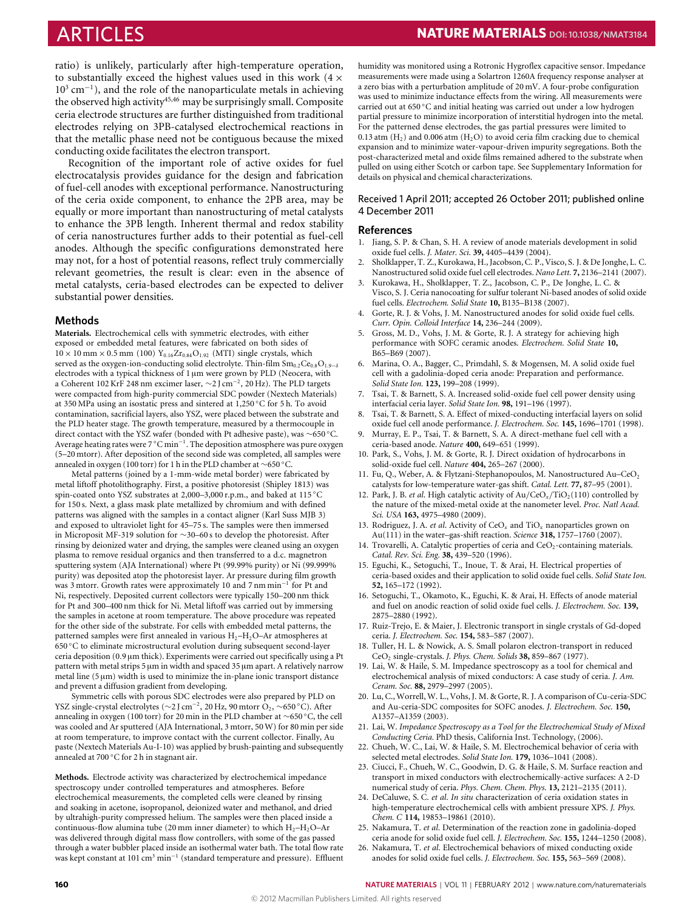ratio) is unlikely, particularly after high-temperature operation, to substantially exceed the highest values used in this work ($4 \times 10^3$ cm$^{-1}$), and the role of the nanoparticulate metals in achieving the observed high activity[45,46] may be surprisingly small. Composite ceria electrode structures are further distinguished from traditional electrodes relying on 3PB-catalysed electrochemical reactions in that the metallic phase need not be contiguous because the mixed conducting oxide facilitates the electron transport.

Recognition of the important role of active oxides for fuel electrocatalysis provides guidance for the design and fabrication of fuel-cell anodes with exceptional performance. Nanostructuring of the ceria oxide component, to enhance the 2PB area, may be equally or more important than nanostructuring of metal catalysts to enhance the 3PB length. Inherent thermal and redox stability of ceria nanostructures further adds to their potential as fuel-cell anodes. Although the specific configurations demonstrated here may not, for a host of potential reasons, reflect truly commercially relevant geometries, the result is clear: even in the absence of metal catalysts, ceria-based electrodes can be expected to deliver substantial power densities.

## Methods

**Materials.** Electrochemical cells with symmetric electrodes, with either exposed or embedded metal features, were fabricated on both sides of 10 × 10 mm × 0.5 mm (100) $Y_{0.16}Zr_{0.84}O_{1.92}$ (MTI) single crystals, which served as the oxygen-ion-conducting solid electrolyte. Thin-film $Sm_{0.2}Ce_{0.8}O_{1.9-\delta}$ electrodes with a typical thickness of 1 μm were grown by PLD (Neocera, with a Coherent 102 KrF 248 nm excimer laser, ~2 J cm$^{-2}$, 20 Hz). The PLD targets were compacted from high-purity commercial SDC powder (Nextech Materials) at 350 MPa using an isostatic press and sintered at 1,250 °C for 5 h. To avoid contamination, sacrificial layers, also YSZ, were placed between the substrate and the PLD heater stage. The growth temperature, measured by a thermocouple in direct contact with the YSZ wafer (bonded with Pt adhesive paste), was ~650 °C. Average heating rates were 7 °C min$^{-1}$. The deposition atmosphere was pure oxygen (5–20 mtorr). After deposition of the second side was completed, all samples were annealed in oxygen (100 torr) for 1 h in the PLD chamber at ~650 °C.

Metal patterns (joined by a 1-mm-wide metal border) were fabricated by metal liftoff photolithography. First, a positive photoresist (Shipley 1813) was spin-coated onto YSZ substrates at 2,000–3,000 r.p.m., and baked at 115 °C for 150 s. Next, a glass mask plate metallized by chromium and with defined patterns was aligned with the samples in a contact aligner (Karl Suss MJB 3) and exposed to ultraviolet light for 45–75 s. The samples were then immersed in Microposit MF-319 solution for ~30–60 s to develop the photoresist. After rinsing by deionized water and drying, the samples were cleaned using an oxygen plasma to remove residual organics and then transferred to a d.c. magnetron sputtering system (AJA International) where Pt (99.99% purity) or Ni (99.999% purity) was deposited atop the photoresist layer. Ar pressure during film growth was 3 mtorr. Growth rates were approximately 10 and 7 nm min$^{-1}$ for Pt and Ni, respectively. Deposited current collectors were typically 150–200 nm thick for Pt and 300–400 nm thick for Ni. Metal liftoff was carried out by immersing the samples in acetone at room temperature. The above procedure was repeated for the other side of the substrate. For cells with embedded metal patterns, the patterned samples were first annealed in various $H_2$–$H_2O$–Ar atmospheres at 650 °C to eliminate microstructural evolution during subsequent second-layer ceria deposition (0.9 μm thick). Experiments were carried out specifically using a Pt pattern with metal strips 5 μm in width and spaced 35 μm apart. A relatively narrow metal line (5 μm) width is used to minimize the in-plane ionic transport distance and prevent a diffusion gradient from developing.

Symmetric cells with porous SDC electrodes were also prepared by PLD on YSZ single-crystal electrolytes (~2 J cm$^{-2}$, 20 Hz, 90 mtorr $O_2$, ~650 °C). After annealing in oxygen (100 torr) for 20 min in the PLD chamber at ~650 °C, the cell was cooled and Ar sputtered (AJA International, 3 mtorr, 50 W) for 80 min per side at room temperature, to improve contact with the current collector. Finally, Au paste (Nextech Materials Au-I-10) was applied by brush-painting and subsequently annealed at 700 °C for 2 h in stagnant air.

**Methods.** Electrode activity was characterized by electrochemical impedance spectroscopy under controlled temperatures and atmospheres. Before electrochemical measurements, the completed cells were cleaned by rinsing and soaking in acetone, isopropanol, deionized water and methanol, and dried by ultrahigh-purity compressed helium. The samples were then placed inside a continuous-flow alumina tube (20 mm inner diameter) to which $H_2$–$H_2O$–Ar was delivered through digital mass flow controllers, with some of the gas passed through a water bubbler placed inside an isothermal water bath. The total flow rate was kept constant at 101 cm$^3$ min$^{-1}$ (standard temperature and pressure). Effluent humidity was monitored using a Rotronic Hygroflex capacitive sensor. Impedance measurements were made using a Solartron 1260A frequency response analyser at a zero bias with a perturbation amplitude of 20 mV. A four-probe configuration was used to minimize inductance effects from the wiring. All measurements were carried out at 650 °C and initial heating was carried out under a low hydrogen partial pressure to minimize incorporation of interstitial hydrogen into the metal. For the patterned dense electrodes, the gas partial pressures were limited to 0.13 atm ($H_2$) and 0.006 atm ($H_2O$) to avoid ceria film cracking due to chemical expansion and to minimize water-vapour-driven impurity segregations. Both the post-characterized metal and oxide films remained adhered to the substrate when pulled on using either Scotch or carbon tape. See Supplementary Information for details on physical and chemical characterizations.

Received 1 April 2011; accepted 26 October 2011; published online 4 December 2011

## References

1. Jiang, S. P. & Chan, S. H. A review of anode materials development in solid oxide fuel cells. *J. Mater. Sci.* **39,** 4405–4439 (2004).
2. Sholklapper, T. Z., Kurokawa, H., Jacobson, C. P., Visco, S. J. & De Jonghe, L. C. Nanostructured solid oxide fuel cell electrodes. *Nano Lett.* **7,** 2136–2141 (2007).
3. Kurokawa, H., Sholklapper, T. Z., Jacobson, C. P., De Jonghe, L. C. & Visco, S. J. Ceria nanocoating for sulfur tolerant Ni-based anodes of solid oxide fuel cells. *Electrochem. Solid State* **10,** B135–B138 (2007).
4. Gorte, R. J. & Vohs, J. M. Nanostructured anodes for solid oxide fuel cells. *Curr. Opin. Colloid Interface* **14,** 236–244 (2009).
5. Gross, M. D., Vohs, J. M. & Gorte, R. J. A strategy for achieving high performance with SOFC ceramic anodes. *Electrochem. Solid State* **10,** B65–B69 (2007).
6. Marina, O. A., Bagger, C., Primdahl, S. & Mogensen, M. A solid oxide fuel cell with a gadolinia-doped ceria anode: Preparation and performance. *Solid State Ion.* **123,** 199–208 (1999).
7. Tsai, T. & Barnett, S. A. Increased solid-oxide fuel cell power density using interfacial ceria layer. *Solid State Ion.* **98,** 191–196 (1997).
8. Tsai, T. & Barnett, S. A. Effect of mixed-conducting interfacial layers on solid oxide fuel cell anode performance. *J. Electrochem. Soc.* **145,** 1696–1701 (1998).
9. Murray, E. P., Tsai, T. & Barnett, S. A. A direct-methane fuel cell with a ceria-based anode. *Nature* **400,** 649–651 (1999).
10. Park, S., Vohs, J. M. & Gorte, R. J. Direct oxidation of hydrocarbons in solid-oxide fuel cell. *Nature* **404,** 265–267 (2000).
11. Fu, Q., Weber, A. & Flytzani-Stephanopoulos, M. Nanostructured Au–$CeO_2$ catalysts for low-temperature water-gas shift. *Catal. Lett.* **77,** 87–95 (2001).
12. Park, J. B. *et al.* High catalytic activity of Au/$CeO_x$/$TiO_2$(110) controlled by the nature of the mixed-metal oxide at the nanometer level. *Proc. Natl Acad. Sci. USA* **163,** 4975–4980 (2009).
13. Rodriguez, J. A. *et al.* Activity of $CeO_x$ and $TiO_x$ nanoparticles grown on Au(111) in the water–gas-shift reaction. *Science* **318,** 1757–1760 (2007).
14. Trovarelli, A. Catalytic properties of ceria and $CeO_2$-containing materials. *Catal. Rev. Sci. Eng.* **38,** 439–520 (1996).
15. Eguchi, K., Setoguchi, T., Inoue, T. & Arai, H. Electrical properties of ceria-based oxides and their application to solid oxide fuel cells. *Solid State Ion.* **52,** 165–172 (1992).
16. Setoguchi, T., Okamoto, K., Eguchi, K. & Arai, H. Effects of anode material and fuel on anodic reaction of solid oxide fuel cells. *J. Electrochem. Soc.* **139,** 2875–2880 (1992).
17. Ruiz-Trejo, E. & Maier, J. Electronic transport in single crystals of Gd-doped ceria. *J. Electrochem. Soc.* **154,** 583–587 (2007).
18. Tuller, H. L. & Nowick, A. S. Small polaron electron-transport in reduced $CeO_2$ single-crystals. *J. Phys. Chem. Solids* **38,** 859–867 (1977).
19. Lai, W. & Haile, S. M. Impedance spectroscopy as a tool for chemical and electrochemical analysis of mixed conductors: A case study of ceria. *J. Am. Ceram. Soc.* **88,** 2979–2997 (2005).
20. Lu, C., Worrell, W. L., Vohs, J. M. & Gorte, R. J. A comparison of Cu-ceria-SDC and Au-ceria-SDC composites for SOFC anodes. *J. Electrochem. Soc.* **150,** A1357–A1359 (2003).
21. Lai, W. *Impedance Spectroscopy as a Tool for the Electrochemical Study of Mixed Conducting Ceria*. PhD thesis, California Inst. Technology, (2006).
22. Chueh, W. C., Lai, W. & Haile, S. M. Electrochemical behavior of ceria with selected metal electrodes. *Solid State Ion.* **179,** 1036–1041 (2008).
23. Ciucci, F., Chueh, W. C., Goodwin, D. G. & Haile, S. M. Surface reaction and transport in mixed conductors with electrochemically-active surfaces: A 2-D numerical study of ceria. *Phys. Chem. Chem. Phys.* **13,** 2121–2135 (2011).
24. DeCaluwe, S. C. *et al.* *In situ* characterization of ceria oxidation states in high-temperature electrochemical cells with ambient pressure XPS. *J. Phys. Chem. C* **114,** 19853–19861 (2010).
25. Nakamura, T. *et al.* Determination of the reaction zone in gadolinia-doped ceria anode for solid oxide fuel cell. *J. Electrochem. Soc.* **155,** 1244–1250 (2008).
26. Nakamura, T. *et al.* Electrochemical behaviors of mixed conducting oxide anodes for solid oxide fuel cells. *J. Electrochem. Soc.* **155,** 563–569 (2008).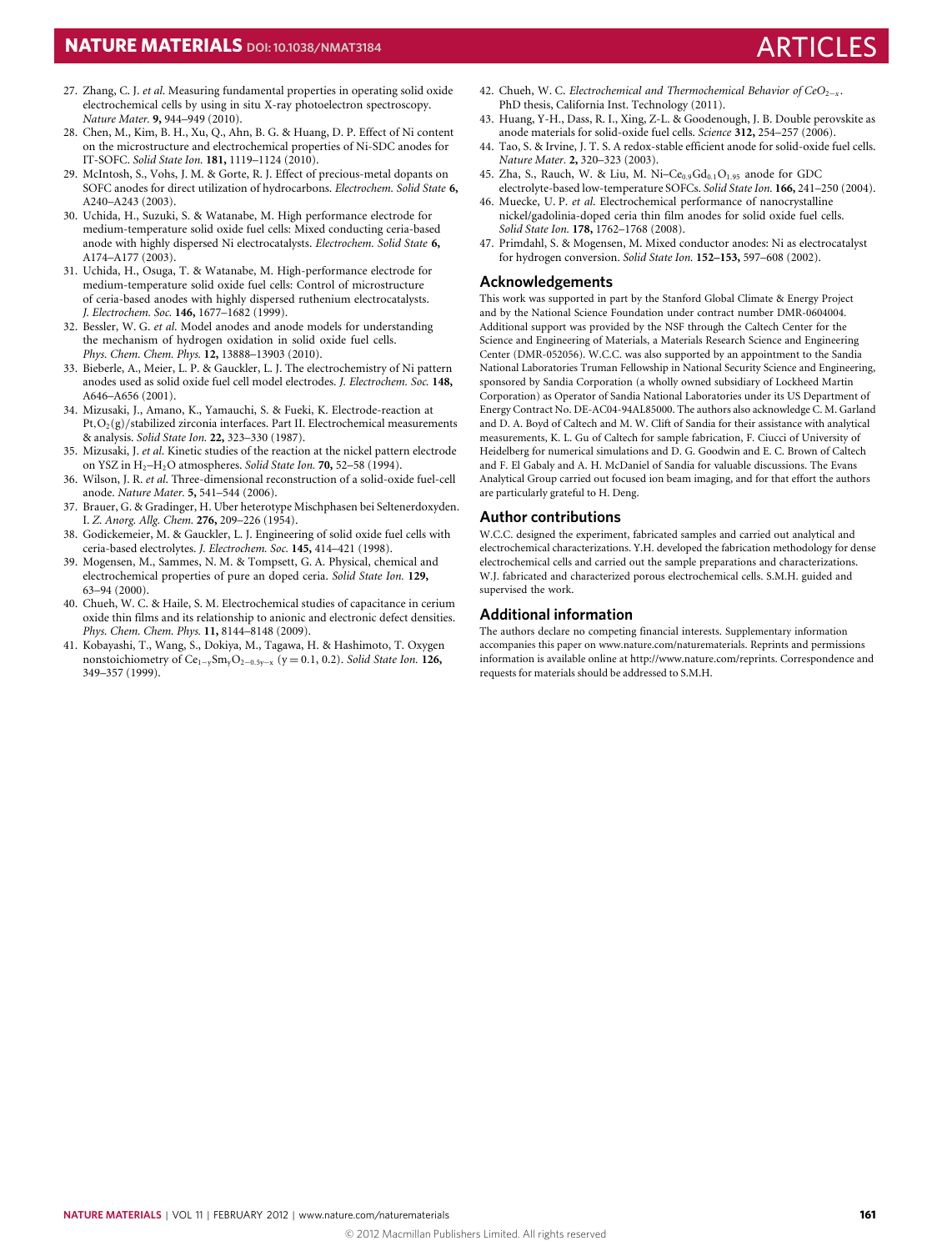27. Zhang, C. J. *et al*. Measuring fundamental properties in operating solid oxide electrochemical cells by using in situ X-ray photoelectron spectroscopy. *Nature Mater.* **9,** 944–949 (2010).
28. Chen, M., Kim, B. H., Xu, Q., Ahn, B. G. & Huang, D. P. Effect of Ni content on the microstructure and electrochemical properties of Ni-SDC anodes for IT-SOFC. *Solid State Ion.* **181,** 1119–1124 (2010).
29. McIntosh, S., Vohs, J. M. & Gorte, R. J. Effect of precious-metal dopants on SOFC anodes for direct utilization of hydrocarbons. *Electrochem. Solid State* **6,** A240–A243 (2003).
30. Uchida, H., Suzuki, S. & Watanabe, M. High performance electrode for medium-temperature solid oxide fuel cells: Mixed conducting ceria-based anode with highly dispersed Ni electrocatalysts. *Electrochem. Solid State* **6,** A174–A177 (2003).
31. Uchida, H., Osuga, T. & Watanabe, M. High-performance electrode for medium-temperature solid oxide fuel cells: Control of microstructure of ceria-based anodes with highly dispersed ruthenium electrocatalysts. *J. Electrochem. Soc.* **146,** 1677–1682 (1999).
32. Bessler, W. G. *et al*. Model anodes and anode models for understanding the mechanism of hydrogen oxidation in solid oxide fuel cells. *Phys. Chem. Chem. Phys.* **12,** 13888–13903 (2010).
33. Bieberle, A., Meier, L. P. & Gauckler, L. J. The electrochemistry of Ni pattern anodes used as solid oxide fuel cell model electrodes. *J. Electrochem. Soc.* **148,** A646–A656 (2001).
34. Mizusaki, J., Amano, K., Yamauchi, S. & Fueki, K. Electrode-reaction at Pt,$O_2$(g)/stabilized zirconia interfaces. Part II. Electrochemical measurements & analysis. *Solid State Ion.* **22,** 323–330 (1987).
35. Mizusaki, J. *et al*. Kinetic studies of the reaction at the nickel pattern electrode on YSZ in $H_2$–$H_2O$ atmospheres. *Solid State Ion.* **70,** 52–58 (1994).
36. Wilson, J. R. *et al*. Three-dimensional reconstruction of a solid-oxide fuel-cell anode. *Nature Mater.* **5,** 541–544 (2006).
37. Brauer, G. & Gradinger, H. Uber heterotype Mischphasen bei Seltenerdoxyden. I. *Z. Anorg. Allg. Chem.* **276,** 209–226 (1954).
38. Godickemeier, M. & Gauckler, L. J. Engineering of solid oxide fuel cells with ceria-based electrolytes. *J. Electrochem. Soc.* **145,** 414–421 (1998).
39. Mogensen, M., Sammes, N. M. & Tompsett, G. A. Physical, chemical and electrochemical properties of pure an doped ceria. *Solid State Ion.* **129,** 63–94 (2000).
40. Chueh, W. C. & Haile, S. M. Electrochemical studies of capacitance in cerium oxide thin films and its relationship to anionic and electronic defect densities. *Phys. Chem. Chem. Phys.* **11,** 8144–8148 (2009).
41. Kobayashi, T., Wang, S., Dokiya, M., Tagawa, H. & Hashimoto, T. Oxygen nonstoichiometry of $Ce_{1-y}Sm_yO_{2-0.5y-x}$ ($y = 0.1, 0.2$). *Solid State Ion.* **126,** 349–357 (1999).
42. Chueh, W. C. *Electrochemical and Thermochemical Behavior of $CeO_{2-x}$*. PhD thesis, California Inst. Technology (2011).
43. Huang, Y-H., Dass, R. I., Xing, Z-L. & Goodenough, J. B. Double perovskite as anode materials for solid-oxide fuel cells. *Science* **312,** 254–257 (2006).
44. Tao, S. & Irvine, J. T. S. A redox-stable efficient anode for solid-oxide fuel cells. *Nature Mater.* **2,** 320–323 (2003).
45. Zha, S., Rauch, W. & Liu, M. Ni–$Ce_{0.9}Gd_{0.1}O_{1.95}$ anode for GDC electrolyte-based low-temperature SOFCs. *Solid State Ion.* **166,** 241–250 (2004).
46. Muecke, U. P. *et al*. Electrochemical performance of nanocrystalline nickel/gadolinia-doped ceria thin film anodes for solid oxide fuel cells. *Solid State Ion.* **178,** 1762–1768 (2008).
47. Primdahl, S. & Mogensen, M. Mixed conductor anodes: Ni as electrocatalyst for hydrogen conversion. *Solid State Ion.* **152–153,** 597–608 (2002).

## Acknowledgements

This work was supported in part by the Stanford Global Climate & Energy Project and by the National Science Foundation under contract number DMR-0604004. Additional support was provided by the NSF through the Caltech Center for the Science and Engineering of Materials, a Materials Research Science and Engineering Center (DMR-052056). W.C.C. was also supported by an appointment to the Sandia National Laboratories Truman Fellowship in National Security Science and Engineering, sponsored by Sandia Corporation (a wholly owned subsidiary of Lockheed Martin Corporation) as Operator of Sandia National Laboratories under its US Department of Energy Contract No. DE-AC04-94AL85000. The authors also acknowledge C. M. Garland and D. A. Boyd of Caltech and M. W. Clift of Sandia for their assistance with analytical measurements, K. L. Gu of Caltech for sample fabrication, F. Ciucci of University of Heidelberg for numerical simulations and D. G. Goodwin and E. C. Brown of Caltech and F. El Gabaly and A. H. McDaniel of Sandia for valuable discussions. The Evans Analytical Group carried out focused ion beam imaging, and for that effort the authors are particularly grateful to H. Deng.

## Author contributions

W.C.C. designed the experiment, fabricated samples and carried out analytical and electrochemical characterizations. Y.H. developed the fabrication methodology for dense electrochemical cells and carried out the sample preparations and characterizations. W.J. fabricated and characterized porous electrochemical cells. S.M.H. guided and supervised the work.

## Additional information

The authors declare no competing financial interests. Supplementary information accompanies this paper on www.nature.com/naturematerials. Reprints and permissions information is available online at http://www.nature.com/reprints. Correspondence and requests for materials should be addressed to S.M.H.